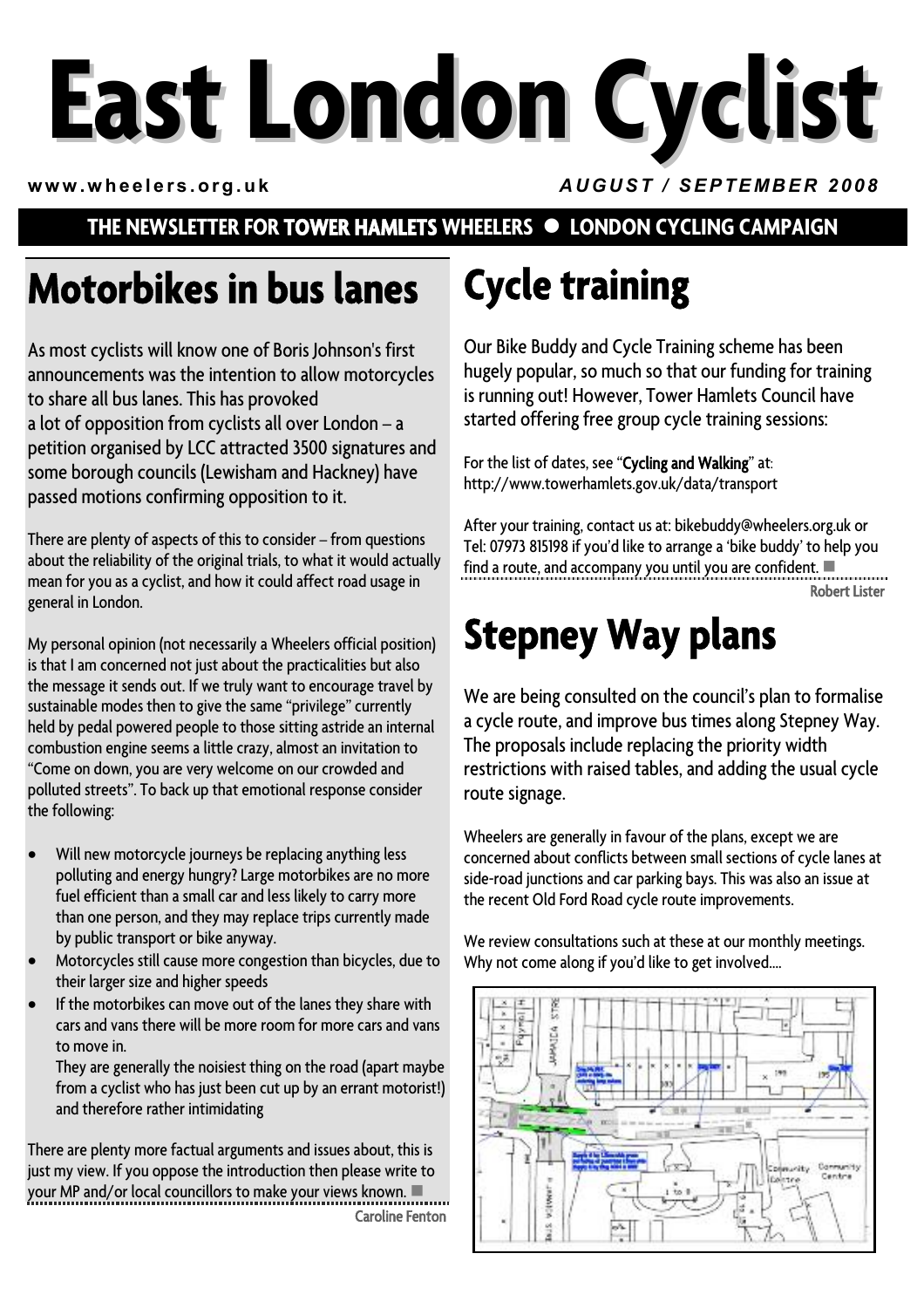# East London Cyclist

www.wheelers.org.uk

AUGUST / SEPTEMBER 2008

THE NEWSLETTER FOR TOWER HAMLETS WHEELERS ● LONDON CYCLING CAMPAIGN

## Motorbikes in bus lanes

As most cyclists will know one of Boris Johnson's first announcements was the intention to allow motorcycles to share all bus lanes. This has provoked a lot of opposition from cyclists all over London – a petition organised by LCC attracted 3500 signatures and some borough councils (Lewisham and Hackney) have passed motions confirming opposition to it.

There are plenty of aspects of this to consider – from questions about the reliability of the original trials, to what it would actually mean for you as a cyclist, and how it could affect road usage in general in London.

My personal opinion (not necessarily a Wheelers official position) is that I am concerned not just about the practicalities but also the message it sends out. If we truly want to encourage travel by sustainable modes then to give the same "privilege" currently held by pedal powered people to those sitting astride an internal combustion engine seems a little crazy, almost an invitation to "Come on down, you are very welcome on our crowded and polluted streets". To back up that emotional response consider the following:

- Will new motorcycle journeys be replacing anything less polluting and energy hungry? Large motorbikes are no more fuel efficient than a small car and less likely to carry more than one person, and they may replace trips currently made by public transport or bike anyway.
- Motorcycles still cause more congestion than bicycles, due to their larger size and higher speeds
- If the motorbikes can move out of the lanes they share with cars and vans there will be more room for more cars and vans to move in.

  They are generally the noisiest thing on the road (apart maybe from a cyclist who has just been cut up by an errant motorist!) and therefore rather intimidating

There are plenty more factual arguments and issues about, this is just my view. If you oppose the introduction then please write to your MP and/or local councillors to make your views known. ■

Caroline Fenton

## Cycle training

Our Bike Buddy and Cycle Training scheme has been hugely popular, so much so that our funding for training is running out! However, Tower Hamlets Council have started offering free group cycle training sessions:

For the list of dates, see "**Cycling and Walking**" at: http://www.towerhamlets.gov.uk/data/transport

After your training, contact us at: bikebuddy@wheelers.org.uk or Tel: 07973 815198 if you'd like to arrange a 'bike buddy' to help you find a route, and accompany you until you are confident. ■

Robert Lister

## Stepney Way plans

We are being consulted on the council's plan to formalise a cycle route, and improve bus times along Stepney Way. The proposals include replacing the priority width restrictions with raised tables, and adding the usual cycle route signage.

Wheelers are generally in favour of the plans, except we are concerned about conflicts between small sections of cycle lanes at side-road junctions and car parking bays. This was also an issue at the recent Old Ford Road cycle route improvements.

We review consultations such at these at our monthly meetings. Why not come along if you'd like to get involved....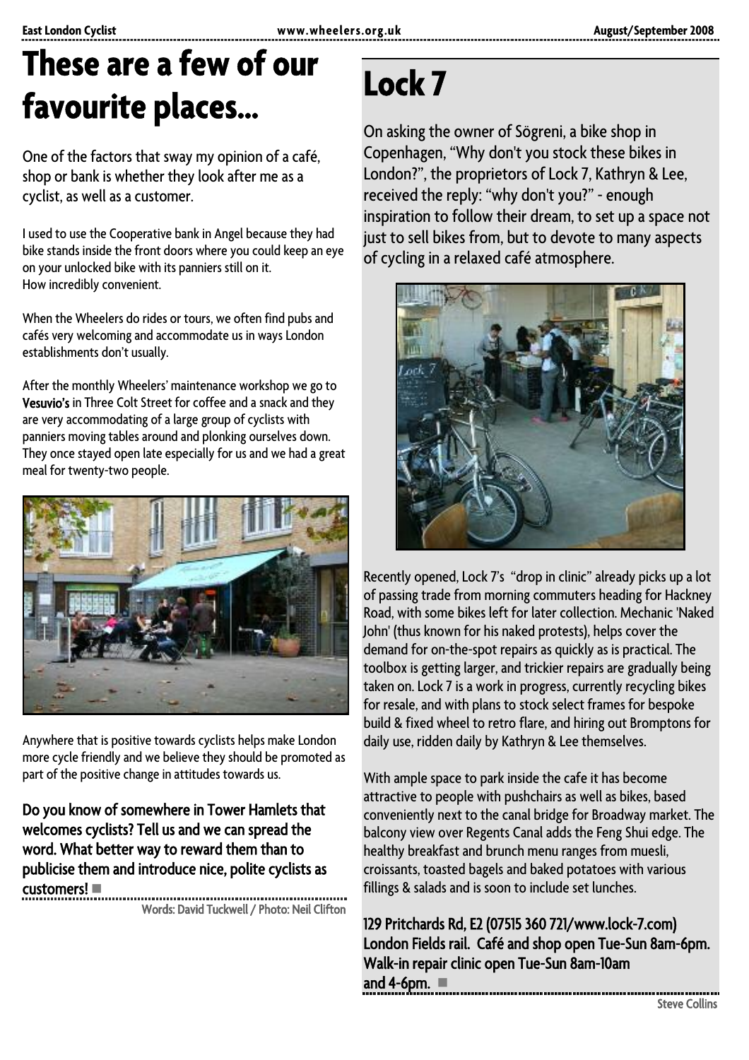# These are a few of our favourite places...

One of the factors that sway my opinion of a café, shop or bank is whether they look after me as a cyclist, as well as a customer.

I used to use the Cooperative bank in Angel because they had bike stands inside the front doors where you could keep an eye on your unlocked bike with its panniers still on it. How incredibly convenient.

When the Wheelers do rides or tours, we often find pubs and cafés very welcoming and accommodate us in ways London establishments don't usually.

After the monthly Wheelers' maintenance workshop we go to **Vesuvio's** in Three Colt Street for coffee and a snack and they are very accommodating of a large group of cyclists with panniers moving tables around and plonking ourselves down. They once stayed open late especially for us and we had a great meal for twenty-two people.

Anywhere that is positive towards cyclists helps make London more cycle friendly and we believe they should be promoted as part of the positive change in attitudes towards us.

**Do you know of somewhere in Tower Hamlets that welcomes cyclists? Tell us and we can spread the word. What better way to reward them than to publicise them and introduce nice, polite cyclists as customers!**

Words: David Tuckwell / Photo: Neil Clifton

# Lock 7

On asking the owner of Sögreni, a bike shop in Copenhagen, "Why don't you stock these bikes in London?", the proprietors of Lock 7, Kathryn & Lee, received the reply: "why don't you?" - enough inspiration to follow their dream, to set up a space not just to sell bikes from, but to devote to many aspects of cycling in a relaxed café atmosphere.

Recently opened, Lock 7's "drop in clinic" already picks up a lot of passing trade from morning commuters heading for Hackney Road, with some bikes left for later collection. Mechanic 'Naked John' (thus known for his naked protests), helps cover the demand for on-the-spot repairs as quickly as is practical. The toolbox is getting larger, and trickier repairs are gradually being taken on. Lock 7 is a work in progress, currently recycling bikes for resale, and with plans to stock select frames for bespoke build & fixed wheel to retro flare, and hiring out Bromptons for daily use, ridden daily by Kathryn & Lee themselves.

With ample space to park inside the cafe it has become attractive to people with pushchairs as well as bikes, based conveniently next to the canal bridge for Broadway market. The balcony view over Regents Canal adds the Feng Shui edge. The healthy breakfast and brunch menu ranges from muesli, croissants, toasted bagels and baked potatoes with various fillings & salads and is soon to include set lunches.

**129 Pritchards Rd, E2 (07515 360 721/www.lock-7.com) London Fields rail. Café and shop open Tue-Sun 8am-6pm. Walk-in repair clinic open Tue-Sun 8am-10am and 4-6pm.**

Steve Collins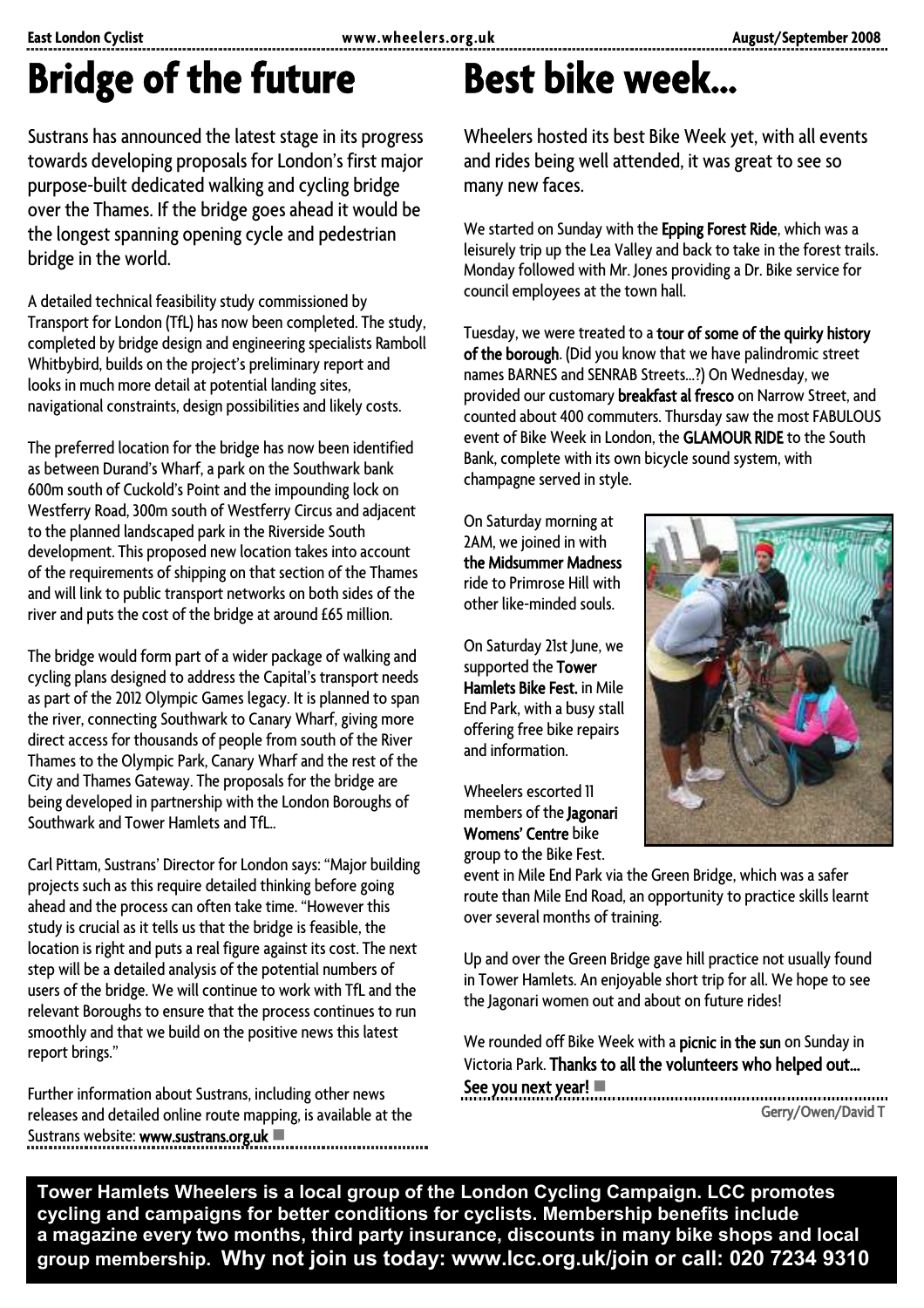# Bridge of the future

Sustrans has announced the latest stage in its progress towards developing proposals for London's first major purpose-built dedicated walking and cycling bridge over the Thames. If the bridge goes ahead it would be the longest spanning opening cycle and pedestrian bridge in the world.

A detailed technical feasibility study commissioned by Transport for London (TfL) has now been completed. The study, completed by bridge design and engineering specialists Ramboll Whitbybird, builds on the project's preliminary report and looks in much more detail at potential landing sites, navigational constraints, design possibilities and likely costs.

The preferred location for the bridge has now been identified as between Durand's Wharf, a park on the Southwark bank 600m south of Cuckold's Point and the impounding lock on Westferry Road, 300m south of Westferry Circus and adjacent to the planned landscaped park in the Riverside South development. This proposed new location takes into account of the requirements of shipping on that section of the Thames and will link to public transport networks on both sides of the river and puts the cost of the bridge at around £65 million.

The bridge would form part of a wider package of walking and cycling plans designed to address the Capital's transport needs as part of the 2012 Olympic Games legacy. It is planned to span the river, connecting Southwark to Canary Wharf, giving more direct access for thousands of people from south of the River Thames to the Olympic Park, Canary Wharf and the rest of the City and Thames Gateway. The proposals for the bridge are being developed in partnership with the London Boroughs of Southwark and Tower Hamlets and TfL..

Carl Pittam, Sustrans' Director for London says: "Major building projects such as this require detailed thinking before going ahead and the process can often take time. "However this study is crucial as it tells us that the bridge is feasible, the location is right and puts a real figure against its cost. The next step will be a detailed analysis of the potential numbers of users of the bridge. We will continue to work with TfL and the relevant Boroughs to ensure that the process continues to run smoothly and that we build on the positive news this latest report brings."

Further information about Sustrans, including other news releases and detailed online route mapping, is available at the Sustrans website: **www.sustrans.org.uk** ■

# Best bike week...

Wheelers hosted its best Bike Week yet, with all events and rides being well attended, it was great to see so many new faces.

We started on Sunday with the **Epping Forest Ride**, which was a leisurely trip up the Lea Valley and back to take in the forest trails. Monday followed with Mr. Jones providing a Dr. Bike service for council employees at the town hall.

Tuesday, we were treated to a **tour of some of the quirky history of the borough**. (Did you know that we have palindromic street names BARNES and SENRAB Streets...?) On Wednesday, we provided our customary **breakfast al fresco** on Narrow Street, and counted about 400 commuters. Thursday saw the most FABULOUS event of Bike Week in London, the **GLAMOUR RIDE** to the South Bank, complete with its own bicycle sound system, with champagne served in style.

On Saturday morning at 2AM, we joined in with **the Midsummer Madness** ride to Primrose Hill with other like-minded souls.

On Saturday 21st June, we supported the **Tower Hamlets Bike Fest.** in Mile End Park, with a busy stall offering free bike repairs and information.

Wheelers escorted 11 members of the **Jagonari Womens' Centre** bike group to the Bike Fest. event in Mile End Park via the Green Bridge, which was a safer route than Mile End Road, an opportunity to practice skills learnt over several months of training.

Up and over the Green Bridge gave hill practice not usually found in Tower Hamlets. An enjoyable short trip for all. We hope to see the Jagonari women out and about on future rides!

We rounded off Bike Week with a **picnic in the sun** on Sunday in Victoria Park. **Thanks to all the volunteers who helped out... See you next year!** ■

Gerry/Owen/David T

**Tower Hamlets Wheelers is a local group of the London Cycling Campaign. LCC promotes cycling and campaigns for better conditions for cyclists. Membership benefits include a magazine every two months, third party insurance, discounts in many bike shops and local group membership. Why not join us today: www.lcc.org.uk/join or call: 020 7234 9310**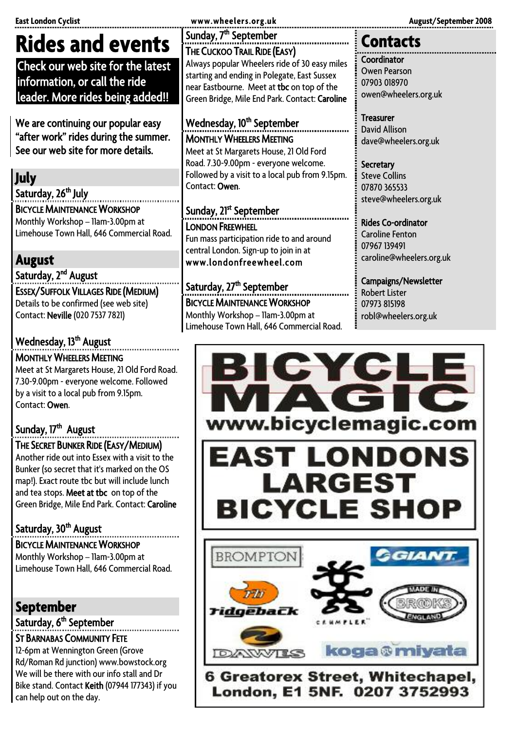# Rides and events

**Check our web site for the latest information, or call the ride leader. More rides being added!!**

**We are continuing our popular easy "after work" rides during the summer. See our web site for more details.**

## July

### Saturday, 26th July

**BICYCLE MAINTENANCE WORKSHOP**
Monthly Workshop – 11am-3.00pm at Limehouse Town Hall, 646 Commercial Road.

## August

### Saturday, 2nd August

**ESSEX/SUFFOLK VILLAGES RIDE (MEDIUM)**
Details to be confirmed (see web site)
Contact: **Neville** (020 7537 7821)

### Wednesday, 13th August

**MONTHLY WHEELERS MEETING**
Meet at St Margarets House, 21 Old Ford Road. 7.30-9.00pm - everyone welcome. Followed by a visit to a local pub from 9.15pm. Contact: **Owen**.

### Sunday, 17th August

**THE SECRET BUNKER RIDE (EASY/MEDIUM)**
Another ride out into Essex with a visit to the Bunker (so secret that it's marked on the OS map!). Exact route tbc but will include lunch and tea stops. **Meet at tbc** on top of the Green Bridge, Mile End Park. Contact: **Caroline**

### Saturday, 30th August

**BICYCLE MAINTENANCE WORKSHOP**
Monthly Workshop – 11am-3.00pm at Limehouse Town Hall, 646 Commercial Road.

## September

### Saturday, 6th September

**ST BARNABAS COMMUNITY FETE**
12-6pm at Wennington Green (Grove Rd/Roman Rd junction) www.bowstock.org
We will be there with our info stall and Dr Bike stand. Contact **Keith** (07944 177343) if you can help out on the day.

### Sunday, 7th September

**THE CUCKOO TRAIL RIDE (EASY)**
Always popular Wheelers ride of 30 easy miles starting and ending in Polegate, East Sussex near Eastbourne. Meet at **tbc** on top of the Green Bridge, Mile End Park. Contact: **Caroline**

### Wednesday, 10th September

**MONTHLY WHEELERS MEETING**
Meet at St Margarets House, 21 Old Ford Road. 7.30-9.00pm - everyone welcome. Followed by a visit to a local pub from 9.15pm. Contact: **Owen**.

### Sunday, 21st September

**LONDON FREEWHEEL**
Fun mass participation ride to and around central London. Sign-up to join in at **www.londonfreewheel.com**

### Saturday, 27th September

**BICYCLE MAINTENANCE WORKSHOP**
Monthly Workshop – 11am-3.00pm at Limehouse Town Hall, 646 Commercial Road.

# Contacts

**Coordinator**
Owen Pearson
07903 018970
owen@wheelers.org.uk

**Treasurer**
David Allison
dave@wheelers.org.uk

**Secretary**
Steve Collins
07870 365533
steve@wheelers.org.uk

**Rides Co-ordinator**
Caroline Fenton
07967 139491
caroline@wheelers.org.uk

**Campaigns/Newsletter**
Robert Lister
07973 815198
robl@wheelers.org.uk

**BICYCLE MAGIC**
www.bicyclemagic.com

**EAST LONDONS LARGEST BICYCLE SHOP**

BROMPTON · GIANT · ridgeback · CRUMPLER · BROOKS ENGLAND · DAWES · koga miyata

**6 Greatorex Street, Whitechapel, London, E1 5NF. 0207 3752993**